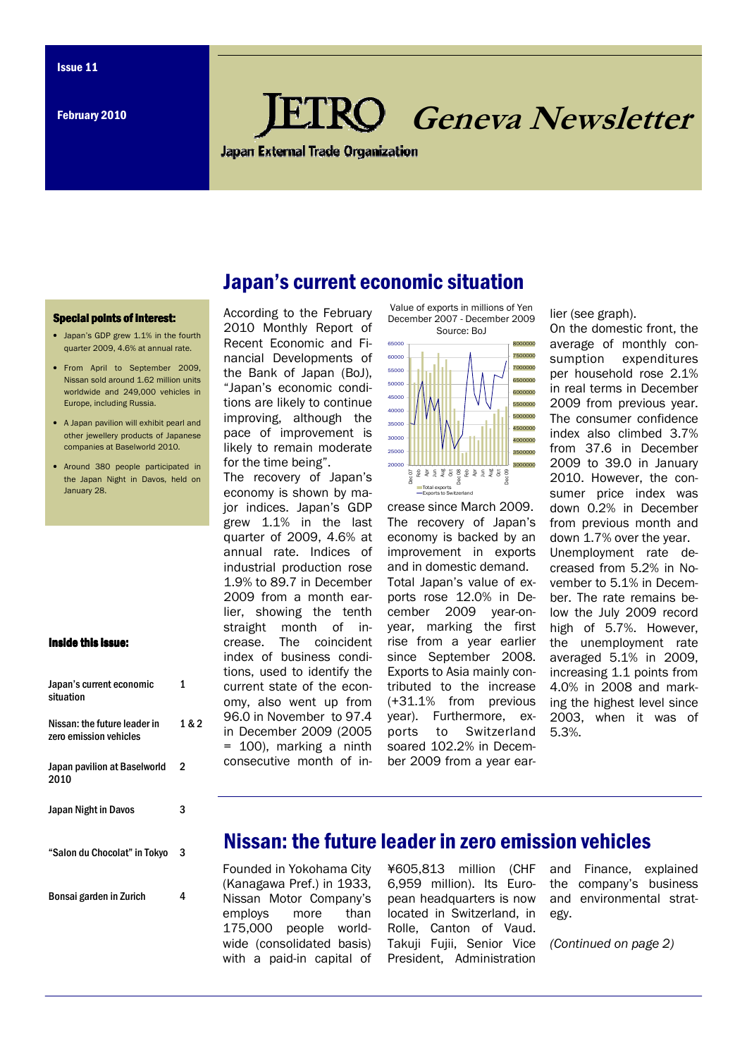Issue 11

February 2010

# JETRO Geneva Newsletter

Japan External Trade Organization

**Special points of interest:**

- Japan's GDP grew 1.1% in the fourth quarter 2009, 4.6% at annual rate.
- From April to September 2009, Nissan sold around 1.62 million units worldwide and 249,000 vehicles in Europe, including Russia.
- A Japan pavilion will exhibit pearl and other jewellery products of Japanese companies at Baselworld 2010.
- Around 380 people participated in the Japan Night in Davos, held on January 28.

**Inside this issue:**

| | |
|---|---|
| Japan's current economic situation | 1 |
| Nissan: the future leader in zero emission vehicles | 1 & 2 |
| Japan pavilion at Baselworld 2010 | 2 |
| Japan Night in Davos | 3 |
| "Salon du Chocolat" in Tokyo | 3 |
| Bonsai garden in Zurich | 4 |

## Japan's current economic situation

According to the February 2010 Monthly Report of Recent Economic and Financial Developments of the Bank of Japan (BoJ), "Japan's economic conditions are likely to continue improving, although the pace of improvement is likely to remain moderate for the time being".

The recovery of Japan's economy is shown by major indices. Japan's GDP grew 1.1% in the last quarter of 2009, 4.6% at annual rate. Indices of industrial production rose 1.9% to 89.7 in December 2009 from a month earlier, showing the tenth straight month of increase. The coincident index of business conditions, used to identify the current state of the economy, also went up from 96.0 in November to 97.4 in December 2009 (2005 = 100), marking a ninth consecutive month of increase since March 2009.

Value of exports in millions of Yen December 2007 - December 2009

Source: BoJ

65000
60000
55000
50000
45000
40000
35000
30000
25000
20000

8000000
7500000
7000000
6500000
6000000
5500000
5000000
4500000
4000000
3500000
3000000

Dec 07, Feb, Apr, Jun, Aug, Oct, Dec 08, Feb, Apr, Jun, Aug, Oct, Dec 09

Total exports
Exports to Switzerland

The recovery of Japan's economy is backed by an improvement in exports and in domestic demand.

Total Japan's value of exports rose 12.0% in December 2009 year-on-year, marking the first rise from a year earlier since September 2008. Exports to Asia mainly contributed to the increase (+31.1% from previous year). Furthermore, exports to Switzerland soared 102.2% in December 2009 from a year earlier (see graph).

On the domestic front, the average of monthly consumption expenditures per household rose 2.1% in real terms in December 2009 from previous year. The consumer confidence index also climbed 3.7% from 37.6 in December 2009 to 39.0 in January 2010. However, the consumer price index was down 0.2% in December from previous month and down 1.7% over the year.

Unemployment rate decreased from 5.2% in November to 5.1% in December. The rate remains below the July 2009 record high of 5.7%. However, the unemployment rate averaged 5.1% in 2009, increasing 1.1 points from 4.0% in 2008 and marking the highest level since 2003, when it was of 5.3%.

## Nissan: the future leader in zero emission vehicles

Founded in Yokohama City (Kanagawa Pref.) in 1933, Nissan Motor Company's employs more than 175,000 people worldwide (consolidated basis) with a paid-in capital of ¥605,813 million (CHF 6,959 million). Its European headquarters is now located in Switzerland, in Rolle, Canton of Vaud. Takuji Fujii, Senior Vice President, Administration and Finance, explained the company's business and environmental strategy.

*(Continued on page 2)*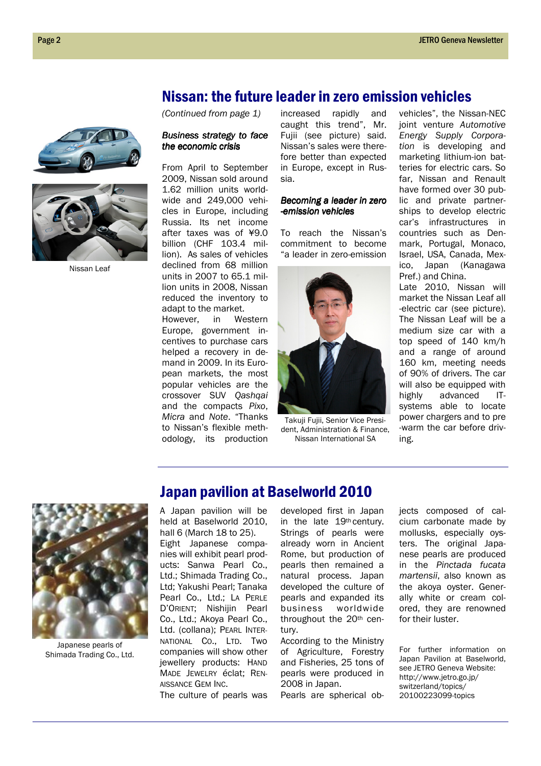# Nissan: the future leader in zero emission vehicles

*(Continued from page 1)*

***Business strategy to face the economic crisis***

From April to September 2009, Nissan sold around 1.62 million units worldwide and 249,000 vehicles in Europe, including Russia. Its net income after taxes was of ¥9.0 billion (CHF 103.4 million). As sales of vehicles declined from 68 million units in 2007 to 65.1 million units in 2008, Nissan reduced the inventory to adapt to the market.

However, in Western Europe, government incentives to purchase cars helped a recovery in demand in 2009. In its European markets, the most popular vehicles are the crossover SUV *Qashqai* and the compacts *Pixo*, *Micra* and *Note*. "Thanks to Nissan's flexible methodology, its production increased rapidly and caught this trend", Mr. Fujii (see picture) said. Nissan's sales were therefore better than expected in Europe, except in Russia.

***Becoming a leader in zero-emission vehicles***

To reach the Nissan's commitment to become "a leader in zero-emission vehicles", the Nissan-NEC joint venture *Automotive Energy Supply Corporation* is developing and marketing lithium-ion batteries for electric cars. So far, Nissan and Renault have formed over 30 public and private partnerships to develop electric car's infrastructures in countries such as Denmark, Portugal, Monaco, Israel, USA, Canada, Mexico, Japan (Kanagawa Pref.) and China.

Late 2010, Nissan will market the Nissan Leaf all-electric car (see picture). The Nissan Leaf will be a medium size car with a top speed of 140 km/h and a range of around 160 km, meeting needs of 90% of drivers. The car will also be equipped with highly advanced IT-systems able to locate power chargers and to pre-warm the car before driving.

Nissan Leaf

Takuji Fujii, Senior Vice President, Administration & Finance, Nissan International SA

# Japan pavilion at Baselworld 2010

A Japan pavilion will be held at Baselworld 2010, hall 6 (March 18 to 25).

Eight Japanese companies will exhibit pearl products: Sanwa Pearl Co., Ltd.; Shimada Trading Co., Ltd; Yakushi Pearl; Tanaka Pearl Co., Ltd.; La Perle d'Orient; Nishijin Pearl Co., Ltd.; Akoya Pearl Co., Ltd. (collana); Pearl International Co., Ltd. Two companies will show other jewellery products: Hand Made Jewelry éclat; Renaissance Gem Inc.

The culture of pearls was developed first in Japan in the late 19th century. Strings of pearls were already worn in Ancient Rome, but production of pearls then remained a natural process. Japan developed the culture of pearls and expanded its business worldwide throughout the 20th century.

According to the Ministry of Agriculture, Forestry and Fisheries, 25 tons of pearls were produced in 2008 in Japan.

Pearls are spherical objects composed of calcium carbonate made by mollusks, especially oysters. The original Japanese pearls are produced in the *Pinctada fucata martensii*, also known as the akoya oyster. Generally white or cream colored, they are renowned for their luster.

For further information on Japan Pavilion at Baselworld, see JETRO Geneva Website: http://www.jetro.go.jp/switzerland/topics/20100223099-topics

Japanese pearls of Shimada Trading Co., Ltd.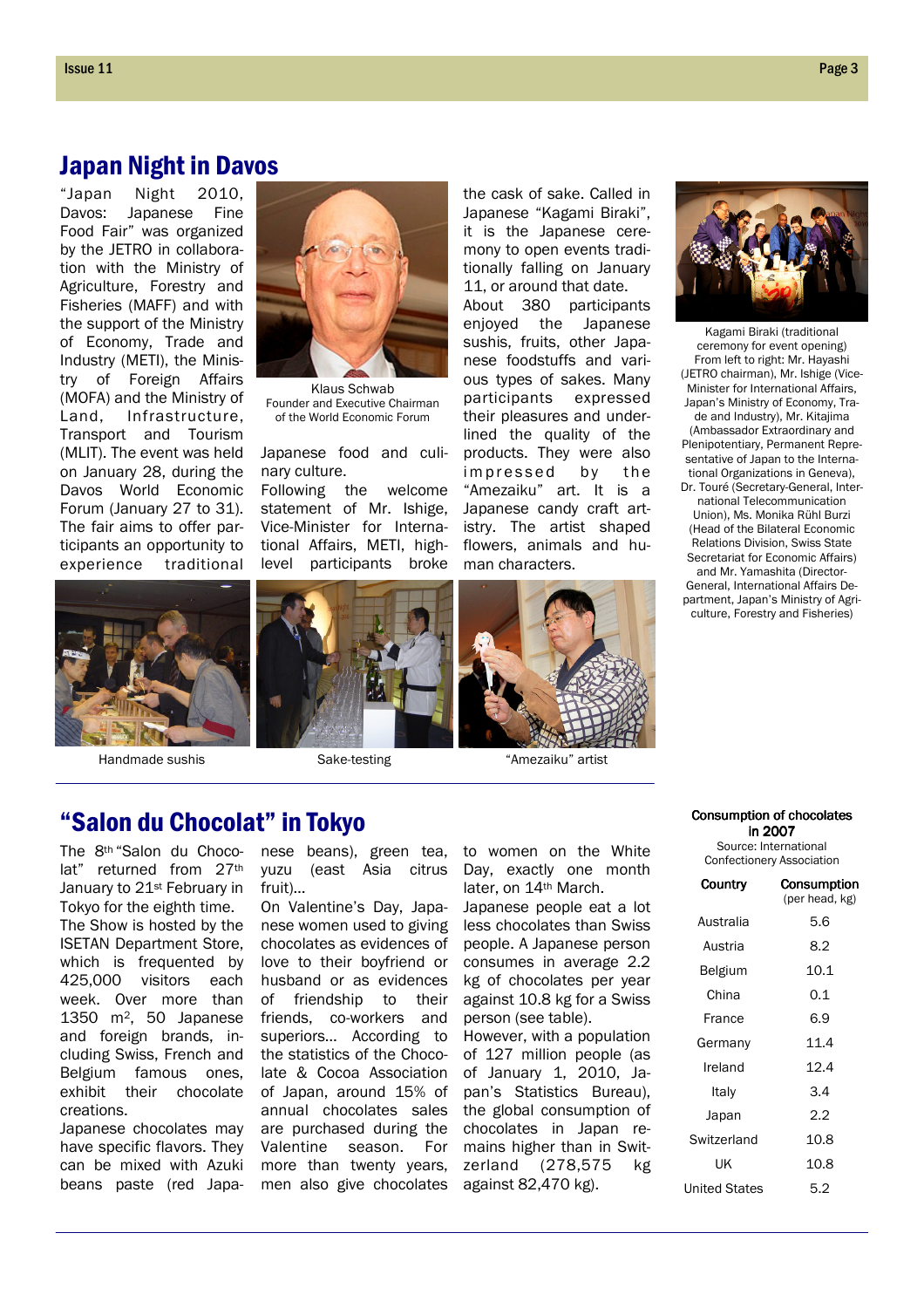## Japan Night in Davos

“Japan Night 2010, Davos: Japanese Fine Food Fair” was organized by the JETRO in collaboration with the Ministry of Agriculture, Forestry and Fisheries (MAFF) and with the support of the Ministry of Economy, Trade and Industry (METI), the Ministry of Foreign Affairs (MOFA) and the Ministry of Land, Infrastructure, Transport and Tourism (MLIT). The event was held on January 28, during the Davos World Economic Forum (January 27 to 31). The fair aims to offer participants an opportunity to experience traditional Japanese food and culinary culture.

Klaus Schwab
Founder and Executive Chairman of the World Economic Forum

Following the welcome statement of Mr. Ishige, Vice-Minister for International Affairs, METI, high-level participants broke the cask of sake. Called in Japanese “Kagami Biraki”, it is the Japanese ceremony to open events traditionally falling on January 11, or around that date.

About 380 participants enjoyed the Japanese sushis, fruits, other Japanese foodstuffs and various types of sakes. Many participants expressed their pleasures and underlined the quality of the products. They were also impressed by the “Amezaiku” art. It is a Japanese candy craft artistry. The artist shaped flowers, animals and human characters.

Kagami Biraki (traditional ceremony for event opening)
From left to right: Mr. Hayashi (JETRO chairman), Mr. Ishige (Vice-Minister for International Affairs, Japan’s Ministry of Economy, Trade and Industry), Mr. Kitajima (Ambassador Extraordinary and Plenipotentiary, Permanent Representative of Japan to the International Organizations in Geneva), Dr. Touré (Secretary-General, International Telecommunication Union), Ms. Monika Rühl Burzi (Head of the Bilateral Economic Relations Division, Swiss State Secretariat for Economic Affairs) and Mr. Yamashita (Director-General, International Affairs Department, Japan’s Ministry of Agriculture, Forestry and Fisheries)

Handmade sushis

Sake-testing

“Amezaiku” artist

## “Salon du Chocolat” in Tokyo

The 8th “Salon du Chocolat” returned from 27th January to 21st February in Tokyo for the eighth time. The Show is hosted by the ISETAN Department Store, which is frequented by 425,000 visitors each week. Over more than 1350 m², 50 Japanese and foreign brands, including Swiss, French and Belgium famous ones, exhibit their chocolate creations.

Japanese chocolates may have specific flavors. They can be mixed with Azuki beans paste (red Japanese beans), green tea, yuzu (east Asia citrus fruit)…

On Valentine’s Day, Japanese women used to giving chocolates as evidences of love to their boyfriend or husband or as evidences of friendship to their friends, co-workers and superiors… According to the statistics of the Chocolate & Cocoa Association of Japan, around 15% of annual chocolates sales are purchased during the Valentine season. For more than twenty years, men also give chocolates to women on the White Day, exactly one month later, on 14th March.

Japanese people eat a lot less chocolates than Swiss people. A Japanese person consumes in average 2.2 kg of chocolates per year against 10.8 kg for a Swiss person (see table).

However, with a population of 127 million people (as of January 1, 2010, Japan’s Statistics Bureau), the global consumption of chocolates in Japan remains higher than in Switzerland (278,575 kg against 82,470 kg).

**Consumption of chocolates in 2007**
Source: International Confectionery Association

| Country | Consumption (per head, kg) |
|---|---|
| Australia | 5.6 |
| Austria | 8.2 |
| Belgium | 10.1 |
| China | 0.1 |
| France | 6.9 |
| Germany | 11.4 |
| Ireland | 12.4 |
| Italy | 3.4 |
| Japan | 2.2 |
| Switzerland | 10.8 |
| UK | 10.8 |
| United States | 5.2 |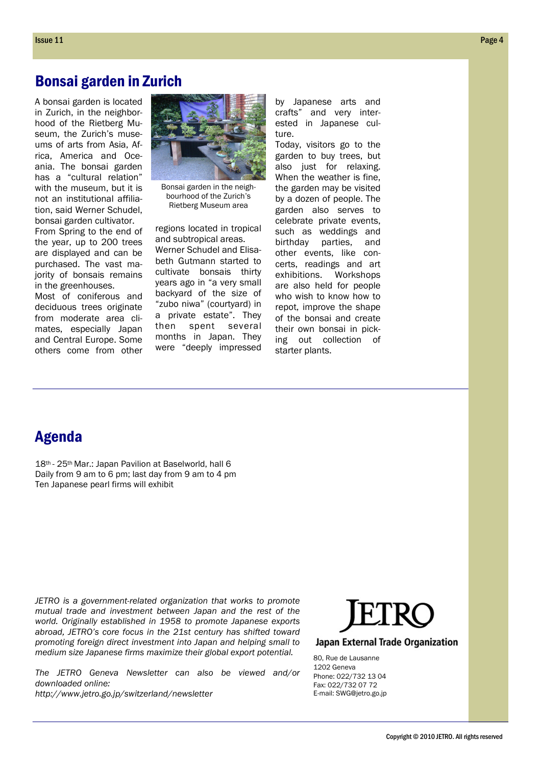## Bonsai garden in Zurich

A bonsai garden is located in Zurich, in the neighborhood of the Rietberg Museum, the Zurich's museums of arts from Asia, Africa, America and Oceania. The bonsai garden has a "cultural relation" with the museum, but it is not an institutional affiliation, said Werner Schudel, bonsai garden cultivator.

From Spring to the end of the year, up to 200 trees are displayed and can be purchased. The vast majority of bonsais remains in the greenhouses.

Most of coniferous and deciduous trees originate from moderate area climates, especially Japan and Central Europe. Some others come from other regions located in tropical and subtropical areas.

Bonsai garden in the neighbourhood of the Zurich's Rietberg Museum area

Werner Schudel and Elisabeth Gutmann started to cultivate bonsais thirty years ago in "a very small backyard of the size of "zubo niwa" (courtyard) in a private estate". They then spent several months in Japan. They were "deeply impressed by Japanese arts and crafts" and very interested in Japanese culture.

Today, visitors go to the garden to buy trees, but also just for relaxing. When the weather is fine, the garden may be visited by a dozen of people. The garden also serves to celebrate private events, such as weddings and birthday parties, and other events, like concerts, readings and art exhibitions. Workshops are also held for people who wish to know how to repot, improve the shape of the bonsai and create their own bonsai in picking out collection of starter plants.

## Agenda

18th - 25th Mar.: Japan Pavilion at Baselworld, hall 6
Daily from 9 am to 6 pm; last day from 9 am to 4 pm
Ten Japanese pearl firms will exhibit

*JETRO is a government-related organization that works to promote mutual trade and investment between Japan and the rest of the world. Originally established in 1958 to promote Japanese exports abroad, JETRO's core focus in the 21st century has shifted toward promoting foreign direct investment into Japan and helping small to medium size Japanese firms maximize their global export potential.*

*The JETRO Geneva Newsletter can also be viewed and/or downloaded online:*
*http://www.jetro.go.jp/switzerland/newsletter*

JETRO
Japan External Trade Organization

80, Rue de Lausanne
1202 Geneva
Phone: 022/732 13 04
Fax: 022/732 07 72
E-mail: SWG@jetro.go.jp

Copyright © 2010 JETRO. All rights reserved